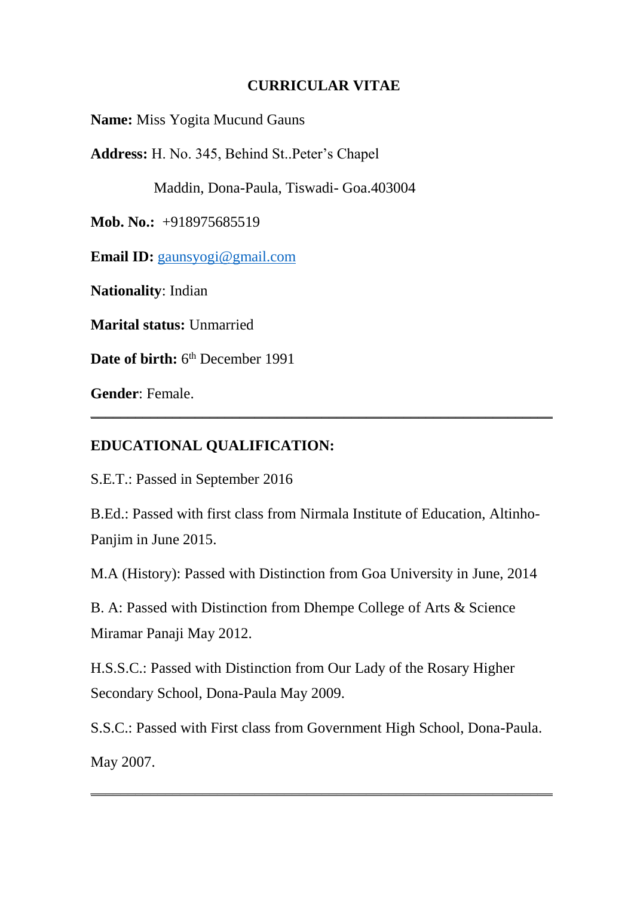# CURRICULAR VITAE

**Name:** Miss Yogita Mucund Gauns

**Address:** H. No. 345, Behind St..Peter's Chapel

Maddin, Dona-Paula, Tiswadi- Goa.403004

**Mob. No.:** +918975685519

**Email ID:** gaunsyogi@gmail.com

**Nationality**: Indian

**Marital status:** Unmarried

**Date of birth:** 6th December 1991

**Gender**: Female.

---

## EDUCATIONAL QUALIFICATION:

S.E.T.: Passed in September 2016

B.Ed.: Passed with first class from Nirmala Institute of Education, Altinho-Panjim in June 2015.

M.A (History): Passed with Distinction from Goa University in June, 2014

B. A: Passed with Distinction from Dhempe College of Arts & Science Miramar Panaji May 2012.

H.S.S.C.: Passed with Distinction from Our Lady of the Rosary Higher Secondary School, Dona-Paula May 2009.

S.S.C.: Passed with First class from Government High School, Dona-Paula. May 2007.

---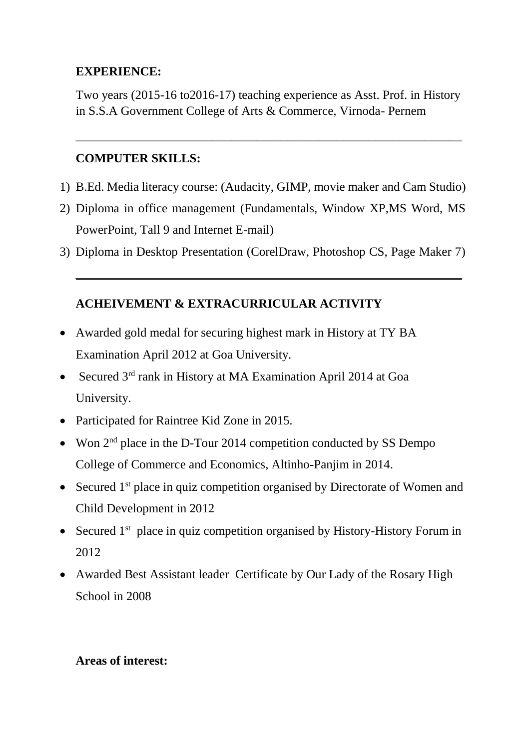**EXPERIENCE:**

Two years (2015-16 to2016-17) teaching experience as Asst. Prof. in History in S.S.A Government College of Arts & Commerce, Virnoda- Pernem

---

**COMPUTER SKILLS:**

1) B.Ed. Media literacy course: (Audacity, GIMP, movie maker and Cam Studio)
2) Diploma in office management (Fundamentals, Window XP,MS Word, MS PowerPoint, Tall 9 and Internet E-mail)
3) Diploma in Desktop Presentation (CorelDraw, Photoshop CS, Page Maker 7)

---

**ACHEIVEMENT & EXTRACURRICULAR ACTIVITY**

- Awarded gold medal for securing highest mark in History at TY BA Examination April 2012 at Goa University.
- Secured 3rd rank in History at MA Examination April 2014 at Goa University.
- Participated for Raintree Kid Zone in 2015.
- Won 2nd place in the D-Tour 2014 competition conducted by SS Dempo College of Commerce and Economics, Altinho-Panjim in 2014.
- Secured 1st place in quiz competition organised by Directorate of Women and Child Development in 2012
- Secured 1st place in quiz competition organised by History-History Forum in 2012
- Awarded Best Assistant leader Certificate by Our Lady of the Rosary High School in 2008

**Areas of interest:**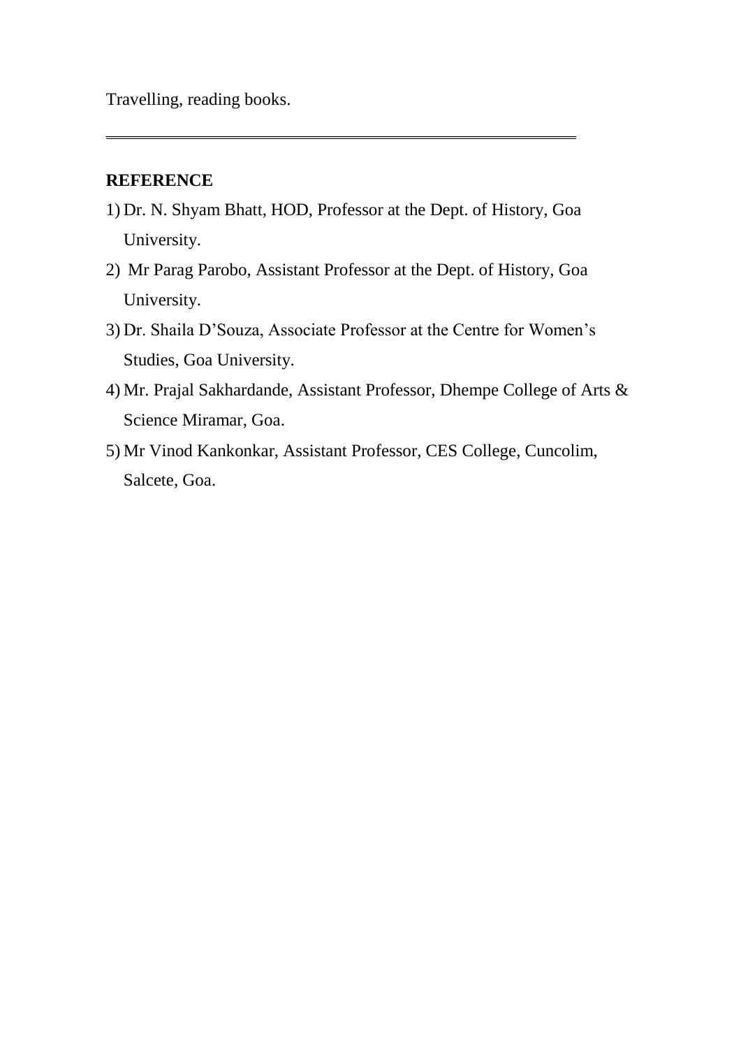Travelling, reading books.

---

**REFERENCE**

1) Dr. N. Shyam Bhatt, HOD, Professor at the Dept. of History, Goa University.
2) Mr Parag Parobo, Assistant Professor at the Dept. of History, Goa University.
3) Dr. Shaila D'Souza, Associate Professor at the Centre for Women's Studies, Goa University.
4) Mr. Prajal Sakhardande, Assistant Professor, Dhempe College of Arts & Science Miramar, Goa.
5) Mr Vinod Kankonkar, Assistant Professor, CES College, Cuncolim, Salcete, Goa.